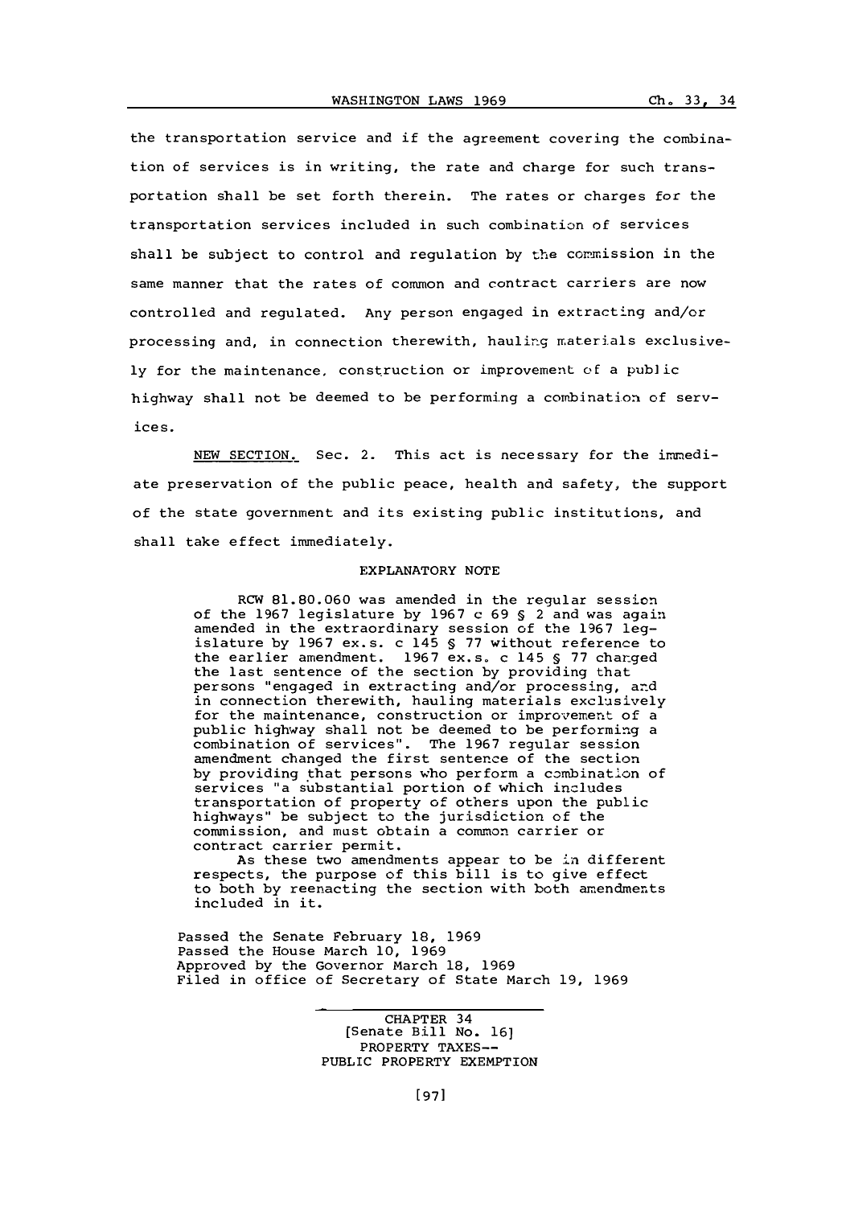the transportation service and if the agreement covering the combination of services is in writing, the rate and charge for such transportation shall be set forth therein. The rates or charges for the transportation services included in such combination of services shall be subject to control and regulation by the commission in the same manner that the rates of common and contract carriers are now controlled and regulated. Any person engaged in extracting and/or processing and, in connection therewith, hauling materials exclusively for the maintenance, construction or improvement of a public highway shall not be deemed to be performing a combination of services.

NEW SECTION. Sec. 2. This act is necessary for the immediate preservation of the public peace, health and safety, the support of the state government and its existing public institutions, and shall take effect immediately.

EXPLANATORY NOTE

RCW 81.80.060 was amended in the regular session of the 1967 legislature by 1967 c 69 § 2 and was again amended in the extraordinary session of the 1967 legislature by 1967 ex.s. c 145 § 77 without reference to the earlier amendment. 1967 ex.s. c 145 § 77 changed the last sentence of the section by providing that persons "engaged in extracting and/or processing, and in connection therewith, hauling materials exclusively for the maintenance, construction or improvement of a public highway shall not be deemed to be performing a combination of services". The 1967 regular session amendment changed the first sentence of the section by providing that persons who perform a combination of services "a substantial portion of which includes transportation of property of others upon the public highways" be subject to the jurisdiction of the commission, and must obtain a common carrier or contract carrier permit.

As these two amendments appear to be in different respects, the purpose of this bill is to give effect to both by reenacting the section with both amendments included in it.

Passed the Senate February 18, 1969
Passed the House March 10, 1969
Approved by the Governor March 18, 1969
Filed in office of Secretary of State March 19, 1969

CHAPTER 34
[Senate Bill No. 16]
PROPERTY TAXES--
PUBLIC PROPERTY EXEMPTION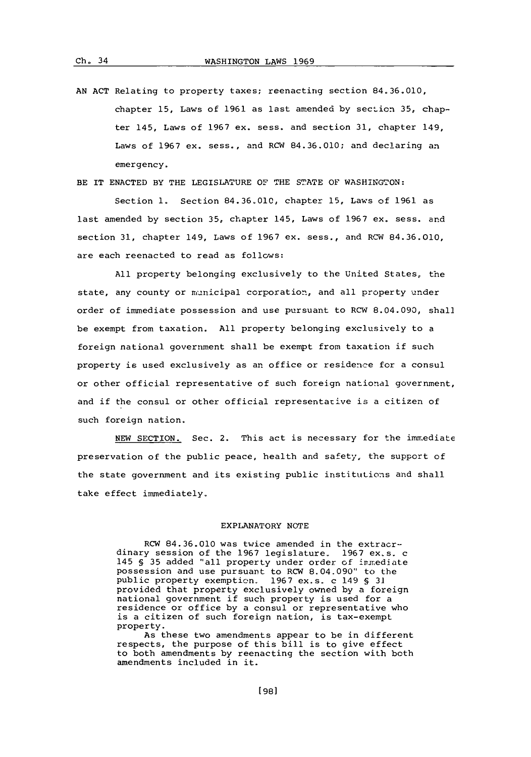AN ACT Relating to property taxes; reenacting section 84.36.010, chapter 15, Laws of 1961 as last amended by section 35, chapter 145, Laws of 1967 ex. sess. and section 31, chapter 149, Laws of 1967 ex. sess., and RCW 84.36.010; and declaring an emergency.

BE IT ENACTED BY THE LEGISLATURE OF THE STATE OF WASHINGTON:

Section 1. Section 84.36.010, chapter 15, Laws of 1961 as last amended by section 35, chapter 145, Laws of 1967 ex. sess. and section 31, chapter 149, Laws of 1967 ex. sess., and RCW 84.36.010, are each reenacted to read as follows:

All property belonging exclusively to the United States, the state, any county or municipal corporation, and all property under order of immediate possession and use pursuant to RCW 8.04.090, shall be exempt from taxation. All property belonging exclusively to a foreign national government shall be exempt from taxation if such property is used exclusively as an office or residence for a consul or other official representative of such foreign national government, and if the consul or other official representative is a citizen of such foreign nation.

NEW SECTION. Sec. 2. This act is necessary for the immediate preservation of the public peace, health and safety, the support of the state government and its existing public institutions and shall take effect immediately.

EXPLANATORY NOTE

RCW 84.36.010 was twice amended in the extraordinary session of the 1967 legislature. 1967 ex.s. c 145 § 35 added "all property under order of immediate possession and use pursuant to RCW 8.04.090" to the public property exemption. 1967 ex.s. c 149 § 31 provided that property exclusively owned by a foreign national government if such property is used for a residence or office by a consul or representative who is a citizen of such foreign nation, is tax-exempt property.

As these two amendments appear to be in different respects, the purpose of this bill is to give effect to both amendments by reenacting the section with both amendments included in it.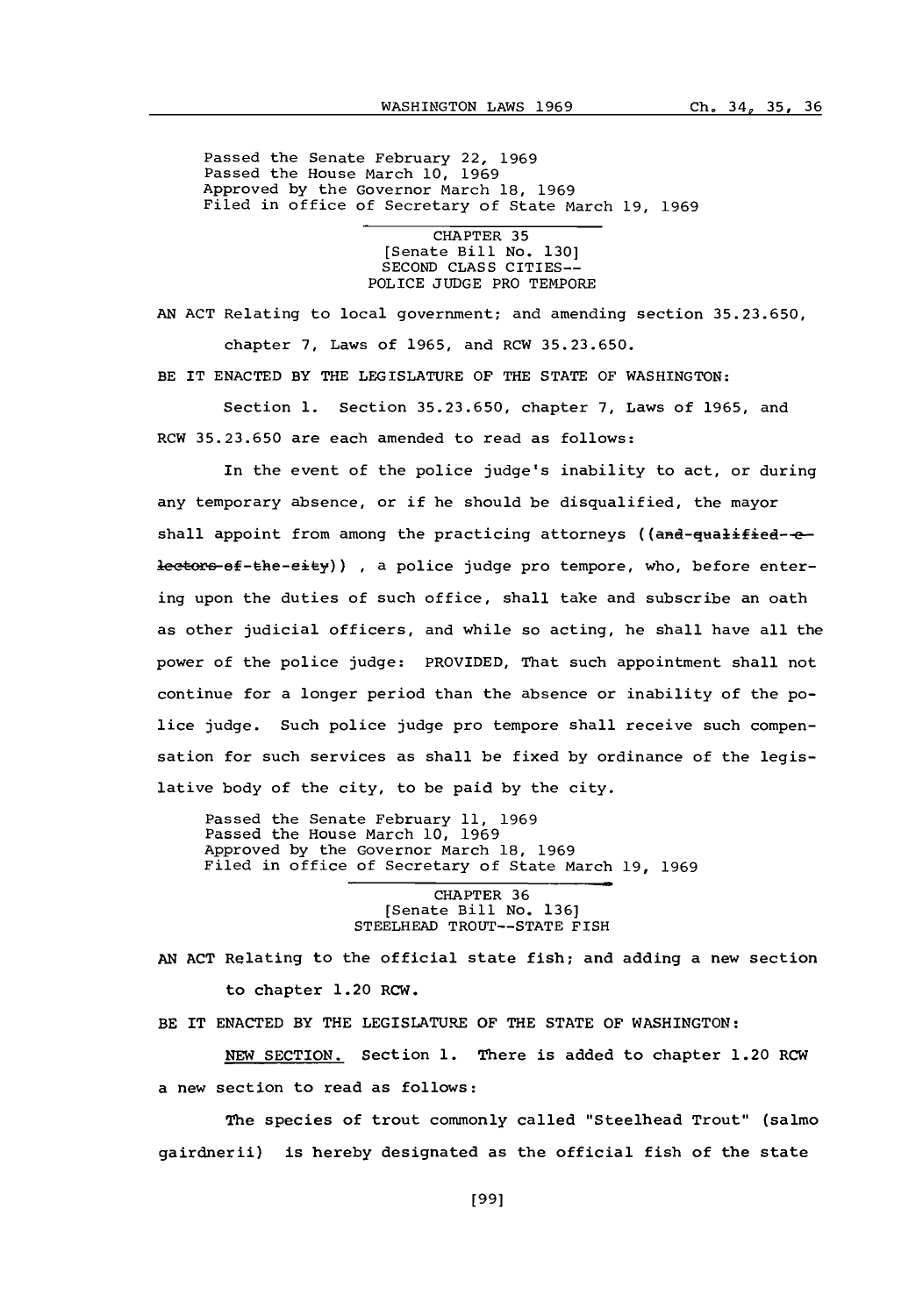Passed the Senate February 22, 1969
Passed the House March 10, 1969
Approved by the Governor March 18, 1969
Filed in office of Secretary of State March 19, 1969

CHAPTER 35
[Senate Bill No. 130]
SECOND CLASS CITIES--
POLICE JUDGE PRO TEMPORE

AN ACT Relating to local government; and amending section 35.23.650, chapter 7, Laws of 1965, and RCW 35.23.650.

BE IT ENACTED BY THE LEGISLATURE OF THE STATE OF WASHINGTON:

Section 1. Section 35.23.650, chapter 7, Laws of 1965, and RCW 35.23.650 are each amended to read as follows:

In the event of the police judge's inability to act, or during any temporary absence, or if he should be disqualified, the mayor shall appoint from among the practicing attorneys ((~~and qualified electors of the city~~)) , a police judge pro tempore, who, before entering upon the duties of such office, shall take and subscribe an oath as other judicial officers, and while so acting, he shall have all the power of the police judge: PROVIDED, That such appointment shall not continue for a longer period than the absence or inability of the police judge. Such police judge pro tempore shall receive such compensation for such services as shall be fixed by ordinance of the legislative body of the city, to be paid by the city.

Passed the Senate February 11, 1969
Passed the House March 10, 1969
Approved by the Governor March 18, 1969
Filed in office of Secretary of State March 19, 1969

CHAPTER 36
[Senate Bill No. 136]
STEELHEAD TROUT--STATE FISH

AN ACT Relating to the official state fish; and adding a new section to chapter 1.20 RCW.

BE IT ENACTED BY THE LEGISLATURE OF THE STATE OF WASHINGTON:

NEW SECTION. Section 1. There is added to chapter 1.20 RCW a new section to read as follows:

The species of trout commonly called "Steelhead Trout" (salmo gairdnerii) is hereby designated as the official fish of the state